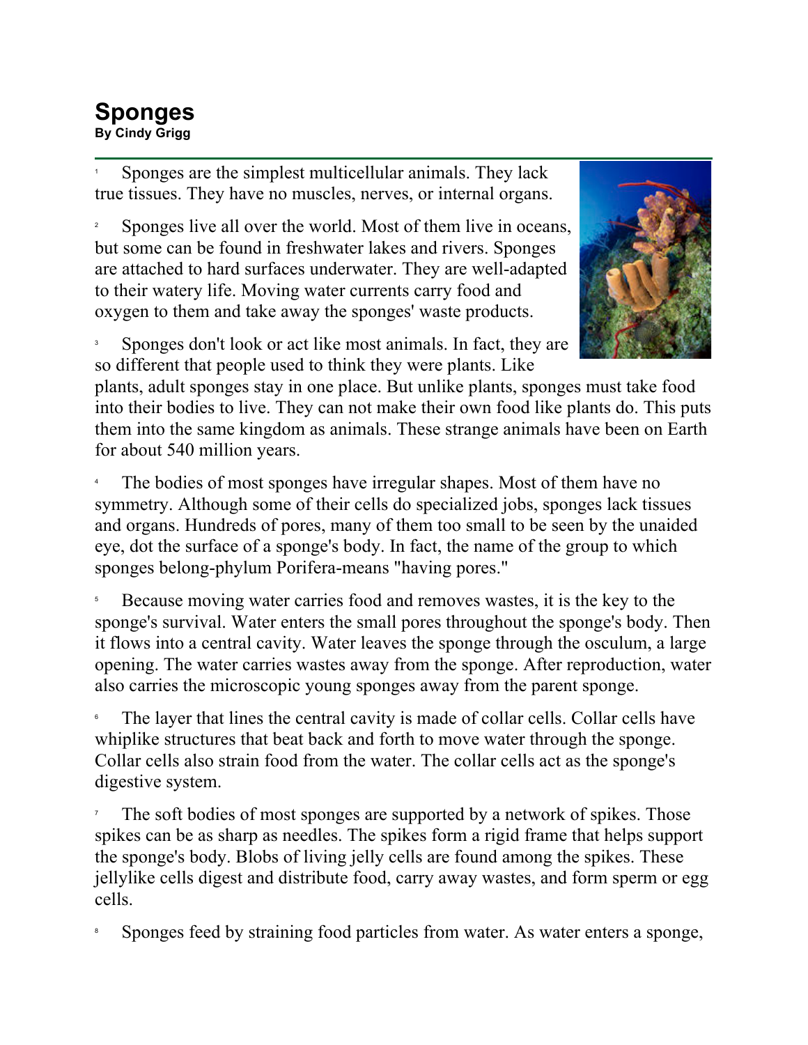# Sponges

**By Cindy Grigg**

1 Sponges are the simplest multicellular animals. They lack true tissues. They have no muscles, nerves, or internal organs.

2 Sponges live all over the world. Most of them live in oceans, but some can be found in freshwater lakes and rivers. Sponges are attached to hard surfaces underwater. They are well-adapted to their watery life. Moving water currents carry food and oxygen to them and take away the sponges' waste products.

3 Sponges don't look or act like most animals. In fact, they are so different that people used to think they were plants. Like plants, adult sponges stay in one place. But unlike plants, sponges must take food into their bodies to live. They can not make their own food like plants do. This puts them into the same kingdom as animals. These strange animals have been on Earth for about 540 million years.

4 The bodies of most sponges have irregular shapes. Most of them have no symmetry. Although some of their cells do specialized jobs, sponges lack tissues and organs. Hundreds of pores, many of them too small to be seen by the unaided eye, dot the surface of a sponge's body. In fact, the name of the group to which sponges belong-phylum Porifera-means "having pores."

5 Because moving water carries food and removes wastes, it is the key to the sponge's survival. Water enters the small pores throughout the sponge's body. Then it flows into a central cavity. Water leaves the sponge through the osculum, a large opening. The water carries wastes away from the sponge. After reproduction, water also carries the microscopic young sponges away from the parent sponge.

6 The layer that lines the central cavity is made of collar cells. Collar cells have whiplike structures that beat back and forth to move water through the sponge. Collar cells also strain food from the water. The collar cells act as the sponge's digestive system.

7 The soft bodies of most sponges are supported by a network of spikes. Those spikes can be as sharp as needles. The spikes form a rigid frame that helps support the sponge's body. Blobs of living jelly cells are found among the spikes. These jellylike cells digest and distribute food, carry away wastes, and form sperm or egg cells.

8 Sponges feed by straining food particles from water. As water enters a sponge,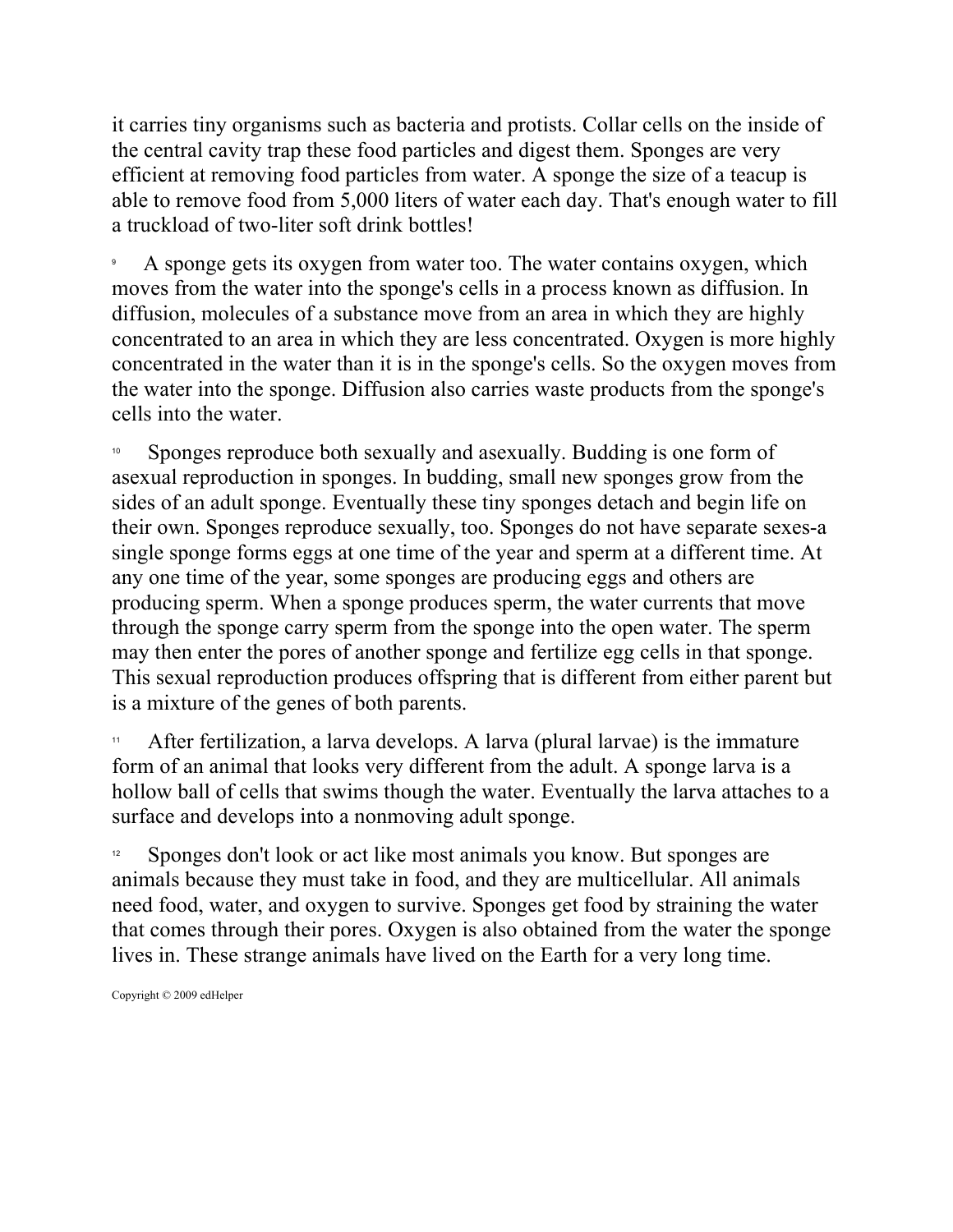it carries tiny organisms such as bacteria and protists. Collar cells on the inside of the central cavity trap these food particles and digest them. Sponges are very efficient at removing food particles from water. A sponge the size of a teacup is able to remove food from 5,000 liters of water each day. That's enough water to fill a truckload of two-liter soft drink bottles!

9 A sponge gets its oxygen from water too. The water contains oxygen, which moves from the water into the sponge's cells in a process known as diffusion. In diffusion, molecules of a substance move from an area in which they are highly concentrated to an area in which they are less concentrated. Oxygen is more highly concentrated in the water than it is in the sponge's cells. So the oxygen moves from the water into the sponge. Diffusion also carries waste products from the sponge's cells into the water.

10 Sponges reproduce both sexually and asexually. Budding is one form of asexual reproduction in sponges. In budding, small new sponges grow from the sides of an adult sponge. Eventually these tiny sponges detach and begin life on their own. Sponges reproduce sexually, too. Sponges do not have separate sexes-a single sponge forms eggs at one time of the year and sperm at a different time. At any one time of the year, some sponges are producing eggs and others are producing sperm. When a sponge produces sperm, the water currents that move through the sponge carry sperm from the sponge into the open water. The sperm may then enter the pores of another sponge and fertilize egg cells in that sponge. This sexual reproduction produces offspring that is different from either parent but is a mixture of the genes of both parents.

11 After fertilization, a larva develops. A larva (plural larvae) is the immature form of an animal that looks very different from the adult. A sponge larva is a hollow ball of cells that swims though the water. Eventually the larva attaches to a surface and develops into a nonmoving adult sponge.

12 Sponges don't look or act like most animals you know. But sponges are animals because they must take in food, and they are multicellular. All animals need food, water, and oxygen to survive. Sponges get food by straining the water that comes through their pores. Oxygen is also obtained from the water the sponge lives in. These strange animals have lived on the Earth for a very long time.

Copyright © 2009 edHelper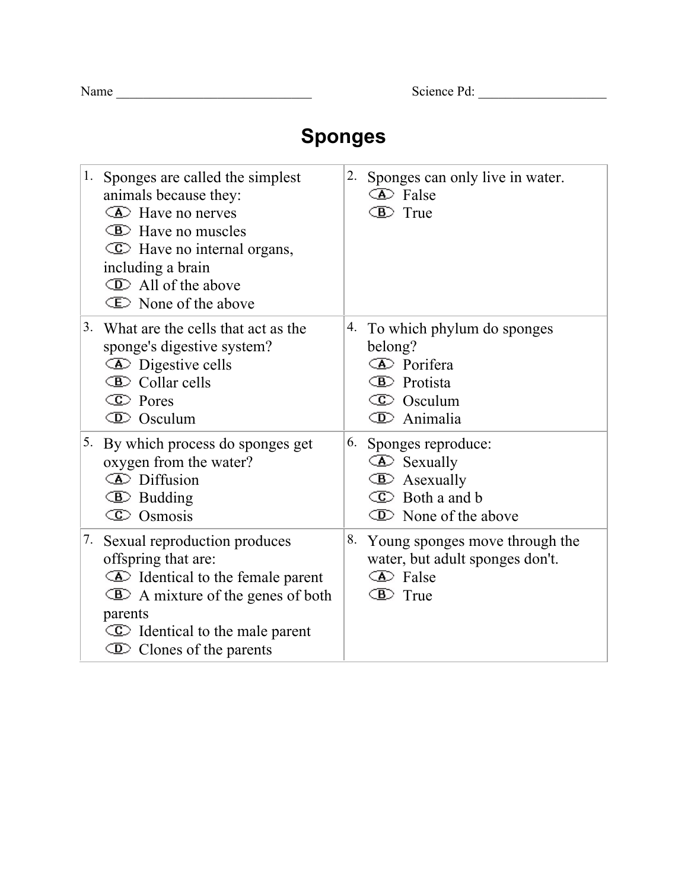Name ______________________________ Science Pd: ___________________

# Sponges

| | |
|---|---|
| 1. Sponges are called the simplest animals because they:<br>Ⓐ Have no nerves<br>Ⓑ Have no muscles<br>Ⓒ Have no internal organs, including a brain<br>Ⓓ All of the above<br>Ⓔ None of the above | 2. Sponges can only live in water.<br>Ⓐ False<br>Ⓑ True |
| 3. What are the cells that act as the sponge's digestive system?<br>Ⓐ Digestive cells<br>Ⓑ Collar cells<br>Ⓒ Pores<br>Ⓓ Osculum | 4. To which phylum do sponges belong?<br>Ⓐ Porifera<br>Ⓑ Protista<br>Ⓒ Osculum<br>Ⓓ Animalia |
| 5. By which process do sponges get oxygen from the water?<br>Ⓐ Diffusion<br>Ⓑ Budding<br>Ⓒ Osmosis | 6. Sponges reproduce:<br>Ⓐ Sexually<br>Ⓑ Asexually<br>Ⓒ Both a and b<br>Ⓓ None of the above |
| 7. Sexual reproduction produces offspring that are:<br>Ⓐ Identical to the female parent<br>Ⓑ A mixture of the genes of both parents<br>Ⓒ Identical to the male parent<br>Ⓓ Clones of the parents | 8. Young sponges move through the water, but adult sponges don't.<br>Ⓐ False<br>Ⓑ True |